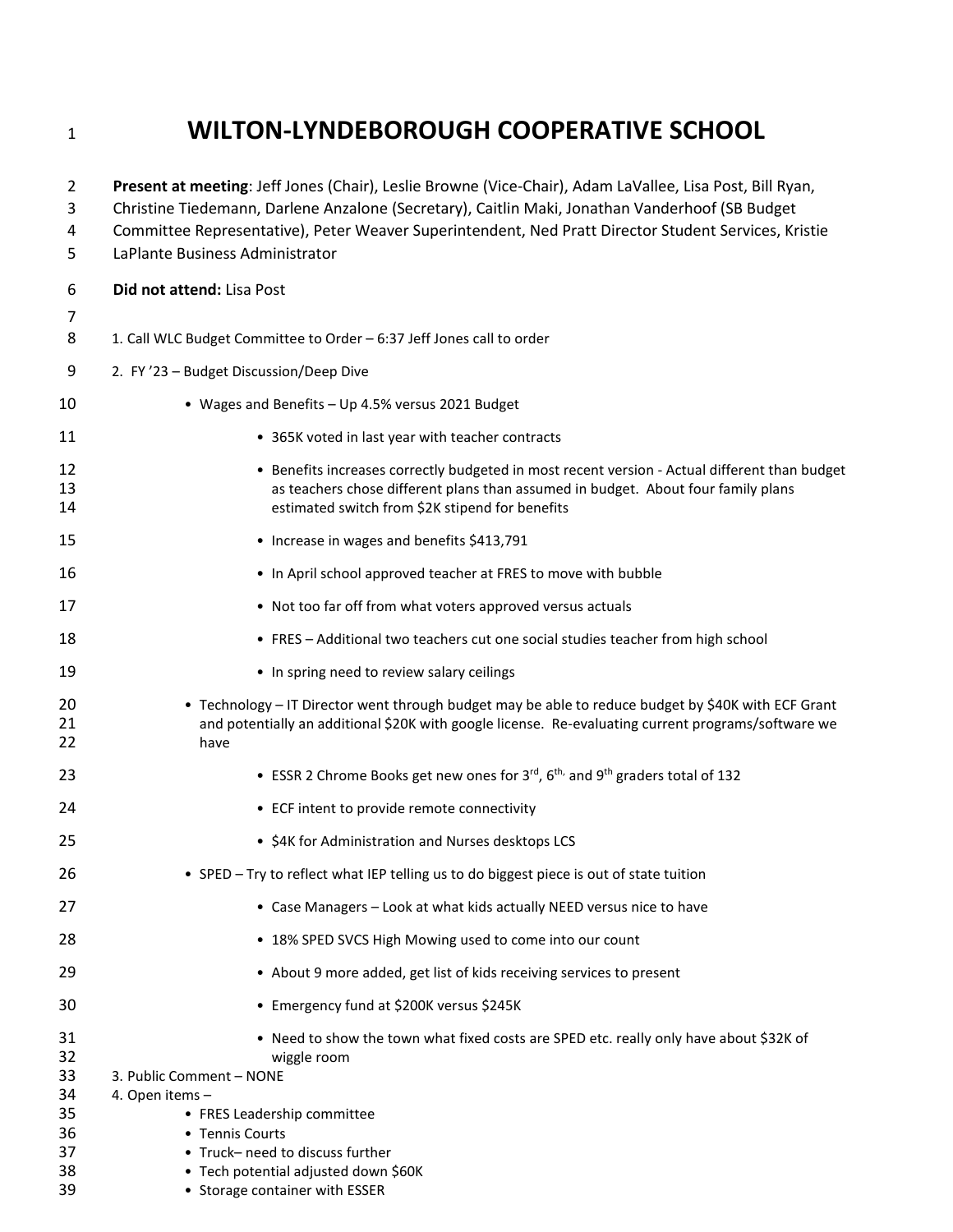# WILTON-LYNDEBOROUGH COOPERATIVE SCHOOL

**Present at meeting**: Jeff Jones (Chair), Leslie Browne (Vice-Chair), Adam LaVallee, Lisa Post, Bill Ryan, Christine Tiedemann, Darlene Anzalone (Secretary), Caitlin Maki, Jonathan Vanderhoof (SB Budget Committee Representative), Peter Weaver Superintendent, Ned Pratt Director Student Services, Kristie LaPlante Business Administrator

**Did not attend:** Lisa Post

1. Call WLC Budget Committee to Order – 6:37 Jeff Jones call to order
2. FY '23 – Budget Discussion/Deep Dive
   - Wages and Benefits – Up 4.5% versus 2021 Budget
     - 365K voted in last year with teacher contracts
     - Benefits increases correctly budgeted in most recent version - Actual different than budget as teachers chose different plans than assumed in budget. About four family plans estimated switch from $2K stipend for benefits
     - Increase in wages and benefits $413,791
     - In April school approved teacher at FRES to move with bubble
     - Not too far off from what voters approved versus actuals
     - FRES – Additional two teachers cut one social studies teacher from high school
     - In spring need to review salary ceilings
   - Technology – IT Director went through budget may be able to reduce budget by $40K with ECF Grant and potentially an additional $20K with google license. Re-evaluating current programs/software we have
     - ESSR 2 Chrome Books get new ones for 3rd, 6th, and 9th graders total of 132
     - ECF intent to provide remote connectivity
     - $4K for Administration and Nurses desktops LCS
   - SPED – Try to reflect what IEP telling us to do biggest piece is out of state tuition
     - Case Managers – Look at what kids actually NEED versus nice to have
     - 18% SPED SVCS High Mowing used to come into our count
     - About 9 more added, get list of kids receiving services to present
     - Emergency fund at $200K versus $245K
     - Need to show the town what fixed costs are SPED etc. really only have about $32K of wiggle room
3. Public Comment – NONE
4. Open items –
   - FRES Leadership committee
   - Tennis Courts
   - Truck– need to discuss further
   - Tech potential adjusted down $60K
   - Storage container with ESSER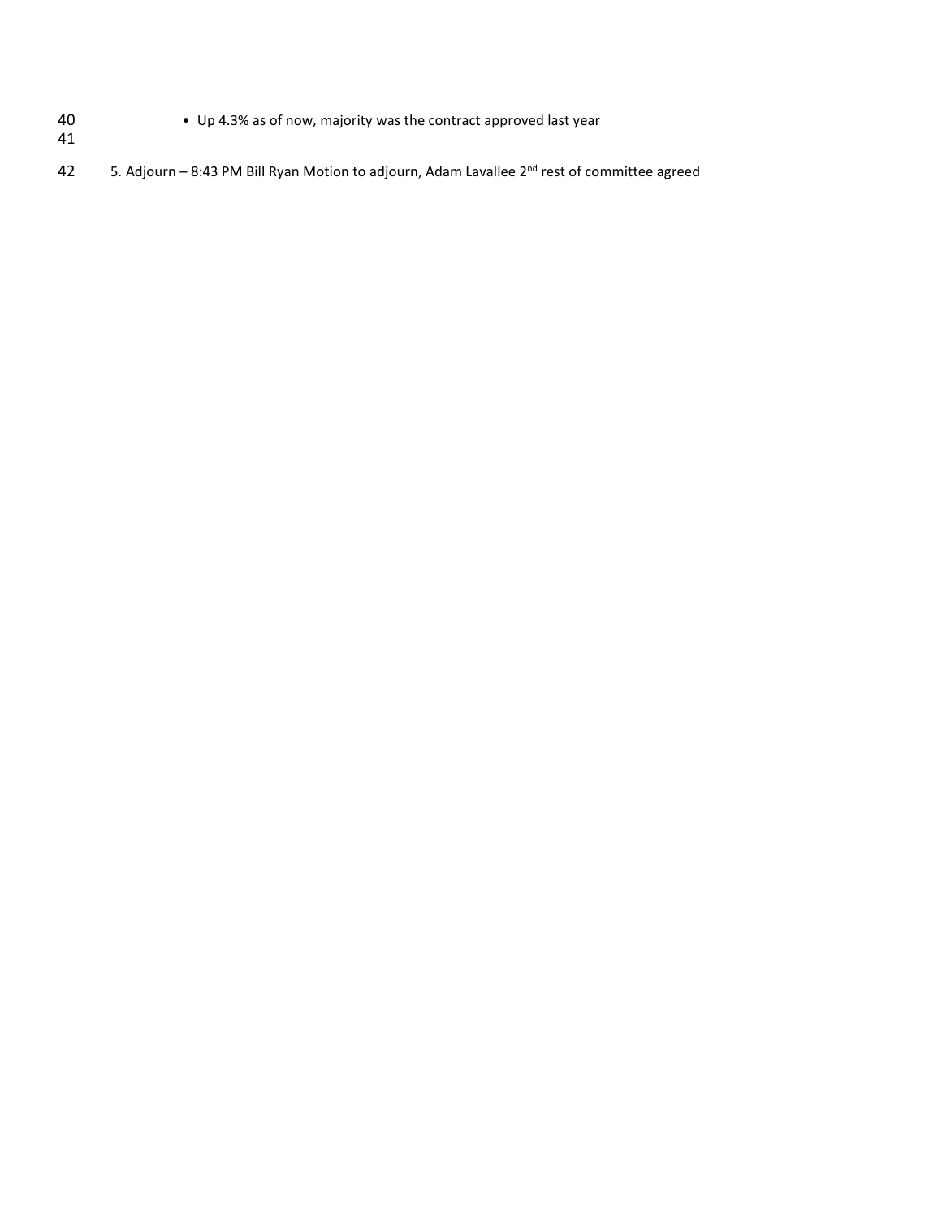- Up 4.3% as of now, majority was the contract approved last year

5. Adjourn – 8:43 PM Bill Ryan Motion to adjourn, Adam Lavallee 2nd rest of committee agreed